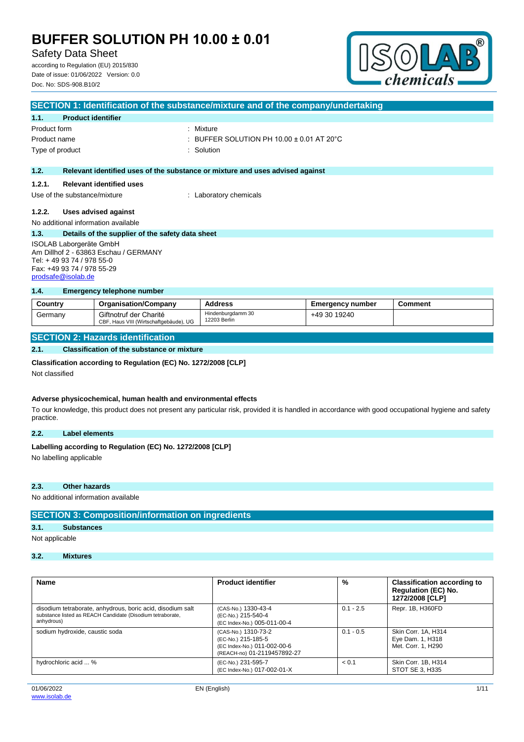# BUFFER SOLUTION PH 10.00 ± 0.01

Safety Data Sheet

according to Regulation (EU) 2015/830
Date of issue: 01/06/2022 Version: 0.0
Doc. No: SDS-908.B10/2

## SECTION 1: Identification of the substance/mixture and of the company/undertaking

### 1.1. Product identifier

Product form : Mixture
Product name : BUFFER SOLUTION PH 10.00 ± 0.01 AT 20°C
Type of product : Solution

### 1.2. Relevant identified uses of the substance or mixture and uses advised against

#### 1.2.1. Relevant identified uses

Use of the substance/mixture : Laboratory chemicals

#### 1.2.2. Uses advised against

No additional information available

### 1.3. Details of the supplier of the safety data sheet

ISOLAB Laborgeräte GmbH
Am Dillhof 2 - 63863 Eschau / GERMANY
Tel: + 49 93 74 / 978 55-0
Fax: +49 93 74 / 978 55-29
prodsafe@isolab.de

### 1.4. Emergency telephone number

| Country | Organisation/Company | Address | Emergency number | Comment |
|---|---|---|---|---|
| Germany | Giftnotruf der Charité CBF, Haus VIII (Wirtschaftgebäude), UG | Hindenburgdamm 30 12203 Berlin | +49 30 19240 | |

## SECTION 2: Hazards identification

### 2.1. Classification of the substance or mixture

**Classification according to Regulation (EC) No. 1272/2008 [CLP]**

Not classified

**Adverse physicochemical, human health and environmental effects**

To our knowledge, this product does not present any particular risk, provided it is handled in accordance with good occupational hygiene and safety practice.

### 2.2. Label elements

**Labelling according to Regulation (EC) No. 1272/2008 [CLP]**

No labelling applicable

### 2.3. Other hazards

No additional information available

## SECTION 3: Composition/information on ingredients

### 3.1. Substances

Not applicable

### 3.2. Mixtures

| Name | Product identifier | % | Classification according to Regulation (EC) No. 1272/2008 [CLP] |
|---|---|---|---|
| disodium tetraborate, anhydrous, boric acid, disodium salt substance listed as REACH Candidate (Disodium tetraborate, anhydrous) | (CAS-No.) 1330-43-4 (EC-No.) 215-540-4 (EC Index-No.) 005-011-00-4 | 0.1 - 2.5 | Repr. 1B, H360FD |
| sodium hydroxide, caustic soda | (CAS-No.) 1310-73-2 (EC-No.) 215-185-5 (EC Index-No.) 011-002-00-6 (REACH-no) 01-2119457892-27 | 0.1 - 0.5 | Skin Corr. 1A, H314 Eye Dam. 1, H318 Met. Corr. 1, H290 |
| hydrochloric acid ... % | (EC-No.) 231-595-7 (EC Index-No.) 017-002-01-X | < 0.1 | Skin Corr. 1B, H314 STOT SE 3, H335 |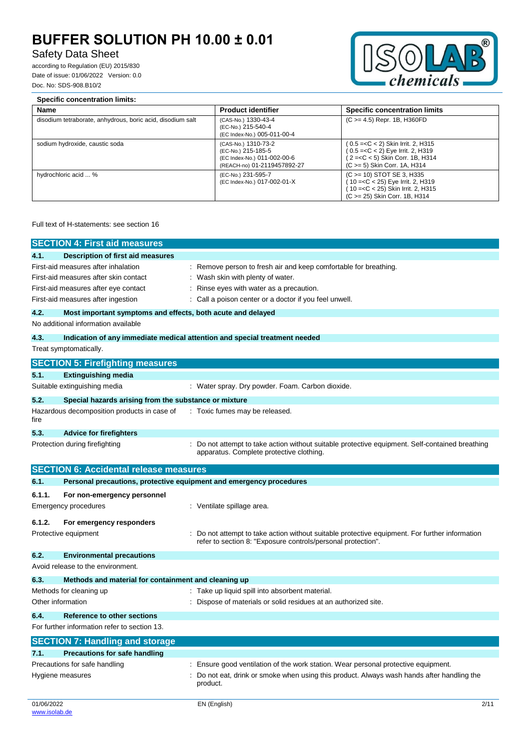**Specific concentration limits:**

| Name | Product identifier | Specific concentration limits |
|---|---|---|
| disodium tetraborate, anhydrous, boric acid, disodium salt | (CAS-No.) 1330-43-4<br>(EC-No.) 215-540-4<br>(EC Index-No.) 005-011-00-4 | (C >= 4.5) Repr. 1B, H360FD |
| sodium hydroxide, caustic soda | (CAS-No.) 1310-73-2<br>(EC-No.) 215-185-5<br>(EC Index-No.) 011-002-00-6<br>(REACH-no) 01-2119457892-27 | ( 0.5 =<C < 2) Skin Irrit. 2, H315<br>( 0.5 =<C < 2) Eye Irrit. 2, H319<br>( 2 =<C < 5) Skin Corr. 1B, H314<br>(C >= 5) Skin Corr. 1A, H314 |
| hydrochloric acid ... % | (EC-No.) 231-595-7<br>(EC Index-No.) 017-002-01-X | (C >= 10) STOT SE 3, H335<br>( 10 =<C < 25) Eye Irrit. 2, H319<br>( 10 =<C < 25) Skin Irrit. 2, H315<br>(C >= 25) Skin Corr. 1B, H314 |

Full text of H-statements: see section 16

## SECTION 4: First aid measures

### 4.1. Description of first aid measures

First-aid measures after inhalation : Remove person to fresh air and keep comfortable for breathing.

First-aid measures after skin contact : Wash skin with plenty of water.

First-aid measures after eye contact : Rinse eyes with water as a precaution.

First-aid measures after ingestion : Call a poison center or a doctor if you feel unwell.

### 4.2. Most important symptoms and effects, both acute and delayed

No additional information available

### 4.3. Indication of any immediate medical attention and special treatment needed

Treat symptomatically.

## SECTION 5: Firefighting measures

### 5.1. Extinguishing media

Suitable extinguishing media : Water spray. Dry powder. Foam. Carbon dioxide.

### 5.2. Special hazards arising from the substance or mixture

Hazardous decomposition products in case of fire : Toxic fumes may be released.

### 5.3. Advice for firefighters

Protection during firefighting : Do not attempt to take action without suitable protective equipment. Self-contained breathing apparatus. Complete protective clothing.

## SECTION 6: Accidental release measures

### 6.1. Personal precautions, protective equipment and emergency procedures

#### 6.1.1. For non-emergency personnel

Emergency procedures : Ventilate spillage area.

#### 6.1.2. For emergency responders

Protective equipment : Do not attempt to take action without suitable protective equipment. For further information refer to section 8: "Exposure controls/personal protection".

### 6.2. Environmental precautions

Avoid release to the environment.

### 6.3. Methods and material for containment and cleaning up

Methods for cleaning up : Take up liquid spill into absorbent material.

Other information : Dispose of materials or solid residues at an authorized site.

### 6.4. Reference to other sections

For further information refer to section 13.

## SECTION 7: Handling and storage

### 7.1. Precautions for safe handling

Precautions for safe handling : Ensure good ventilation of the work station. Wear personal protective equipment.

Hygiene measures : Do not eat, drink or smoke when using this product. Always wash hands after handling the product.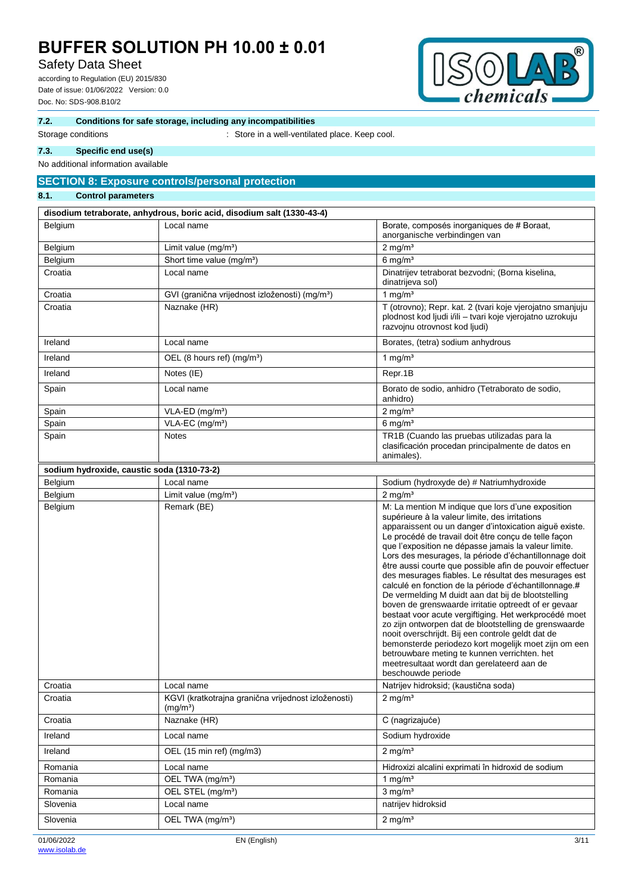### 7.2. Conditions for safe storage, including any incompatibilities

Storage conditions : Store in a well-ventilated place. Keep cool.

### 7.3. Specific end use(s)

No additional information available

## SECTION 8: Exposure controls/personal protection

### 8.1. Control parameters

| disodium tetraborate, anhydrous, boric acid, disodium salt (1330-43-4) | | |
|---|---|---|
| Belgium | Local name | Borate, composés inorganiques de # Boraat, anorganische verbindingen van |
| Belgium | Limit value (mg/m³) | 2 mg/m³ |
| Belgium | Short time value (mg/m³) | 6 mg/m³ |
| Croatia | Local name | Dinatrijev tetraborat bezvodni; (Borna kiselina, dinatrijeva sol) |
| Croatia | GVI (granična vrijednost izloženosti) (mg/m³) | 1 mg/m³ |
| Croatia | Naznake (HR) | T (otrovno); Repr. kat. 2 (tvari koje vjerojatno smanjuju plodnost kod ljudi i/ili – tvari koje vjerojatno uzrokuju razvojnu otrovnost kod ljudi) |
| Ireland | Local name | Borates, (tetra) sodium anhydrous |
| Ireland | OEL (8 hours ref) (mg/m³) | 1 mg/m³ |
| Ireland | Notes (IE) | Repr.1B |
| Spain | Local name | Borato de sodio, anhidro (Tetraborato de sodio, anhidro) |
| Spain | VLA-ED (mg/m³) | 2 mg/m³ |
| Spain | VLA-EC (mg/m³) | 6 mg/m³ |
| Spain | Notes | TR1B (Cuando las pruebas utilizadas para la clasificación procedan principalmente de datos en animales). |

| sodium hydroxide, caustic soda (1310-73-2) | | |
|---|---|---|
| Belgium | Local name | Sodium (hydroxyde de) # Natriumhydroxide |
| Belgium | Limit value (mg/m³) | 2 mg/m³ |
| Belgium | Remark (BE) | M: La mention M indique que lors d'une exposition supérieure à la valeur limite, des irritations apparaissent ou un danger d'intoxication aiguë existe. Le procédé de travail doit être conçu de telle façon que l'exposition ne dépasse jamais la valeur limite. Lors des mesurages, la période d'échantillonnage doit être aussi courte que possible afin de pouvoir effectuer des mesurages fiables. Le résultat des mesurages est calculé en fonction de la période d'échantillonnage.# De vermelding M duidt aan dat bij de blootstelling boven de grenswaarde irritatie optreedt of er gevaar bestaat voor acute vergiftiging. Het werkprocédé moet zo zijn ontworpen dat de blootstelling de grenswaarde nooit overschrijdt. Bij een controle geldt dat de bemonsterde periodezo kort mogelijk moet zijn om een betrouwbare meting te kunnen verrichten. het meetresultaat wordt dan gerelateerd aan de beschouwde periode |
| Croatia | Local name | Natrijev hidroksid; (kaustična soda) |
| Croatia | KGVI (kratkotrajna granična vrijednost izloženosti) (mg/m³) | 2 mg/m³ |
| Croatia | Naznake (HR) | C (nagrizajuće) |
| Ireland | Local name | Sodium hydroxide |
| Ireland | OEL (15 min ref) (mg/m3) | 2 mg/m³ |
| Romania | Local name | Hidroxizi alcalini exprimati în hidroxid de sodium |
| Romania | OEL TWA (mg/m³) | 1 mg/m³ |
| Romania | OEL STEL (mg/m³) | 3 mg/m³ |
| Slovenia | Local name | natrijev hidroksid |
| Slovenia | OEL TWA (mg/m³) | 2 mg/m³ |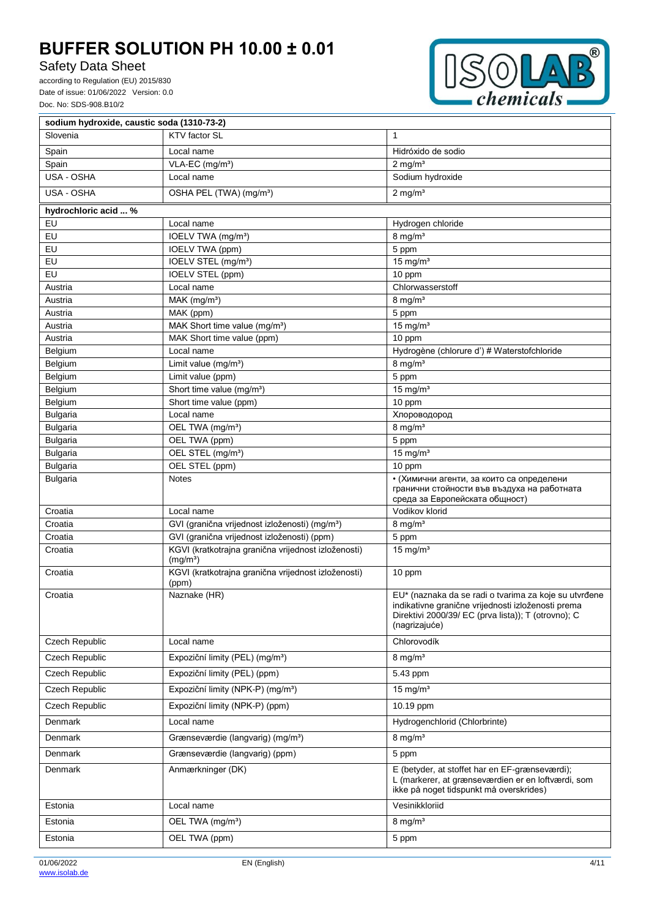| sodium hydroxide, caustic soda (1310-73-2) | | |
|---|---|---|
| Slovenia | KTV factor SL | 1 |
| Spain | Local name | Hidróxido de sodio |
| Spain | VLA-EC (mg/m³) | 2 mg/m³ |
| USA - OSHA | Local name | Sodium hydroxide |
| USA - OSHA | OSHA PEL (TWA) (mg/m³) | 2 mg/m³ |

| hydrochloric acid ... % | | |
|---|---|---|
| EU | Local name | Hydrogen chloride |
| EU | IOELV TWA (mg/m³) | 8 mg/m³ |
| EU | IOELV TWA (ppm) | 5 ppm |
| EU | IOELV STEL (mg/m³) | 15 mg/m³ |
| EU | IOELV STEL (ppm) | 10 ppm |
| Austria | Local name | Chlorwasserstoff |
| Austria | MAK (mg/m³) | 8 mg/m³ |
| Austria | MAK (ppm) | 5 ppm |
| Austria | MAK Short time value (mg/m³) | 15 mg/m³ |
| Austria | MAK Short time value (ppm) | 10 ppm |
| Belgium | Local name | Hydrogène (chlorure d') # Waterstofchloride |
| Belgium | Limit value (mg/m³) | 8 mg/m³ |
| Belgium | Limit value (ppm) | 5 ppm |
| Belgium | Short time value (mg/m³) | 15 mg/m³ |
| Belgium | Short time value (ppm) | 10 ppm |
| Bulgaria | Local name | Хлороводород |
| Bulgaria | OEL TWA (mg/m³) | 8 mg/m³ |
| Bulgaria | OEL TWA (ppm) | 5 ppm |
| Bulgaria | OEL STEL (mg/m³) | 15 mg/m³ |
| Bulgaria | OEL STEL (ppm) | 10 ppm |
| Bulgaria | Notes | • (Химични агенти, за които са определени гранични стойности във въздуха на работната среда за Европейската общност) |
| Croatia | Local name | Vodikov klorid |
| Croatia | GVI (granična vrijednost izloženosti) (mg/m³) | 8 mg/m³ |
| Croatia | GVI (granična vrijednost izloženosti) (ppm) | 5 ppm |
| Croatia | KGVI (kratkotrajna granična vrijednost izloženosti) (mg/m³) | 15 mg/m³ |
| Croatia | KGVI (kratkotrajna granična vrijednost izloženosti) (ppm) | 10 ppm |
| Croatia | Naznake (HR) | EU* (naznaka da se radi o tvarima za koje su utvrđene indikativne granične vrijednosti izloženosti prema Direktivi 2000/39/ EC (prva lista)); T (otrovno); C (nagrizajuće) |
| Czech Republic | Local name | Chlorovodík |
| Czech Republic | Expoziční limity (PEL) (mg/m³) | 8 mg/m³ |
| Czech Republic | Expoziční limity (PEL) (ppm) | 5.43 ppm |
| Czech Republic | Expoziční limity (NPK-P) (mg/m³) | 15 mg/m³ |
| Czech Republic | Expoziční limity (NPK-P) (ppm) | 10.19 ppm |
| Denmark | Local name | Hydrogenchlorid (Chlorbrinte) |
| Denmark | Grænseværdie (langvarig) (mg/m³) | 8 mg/m³ |
| Denmark | Grænseværdie (langvarig) (ppm) | 5 ppm |
| Denmark | Anmærkninger (DK) | E (betyder, at stoffet har en EF-grænseværdi); L (markerer, at grænseværdien er en loftværdi, som ikke på noget tidspunkt må overskrides) |
| Estonia | Local name | Vesinikkloriid |
| Estonia | OEL TWA (mg/m³) | 8 mg/m³ |
| Estonia | OEL TWA (ppm) | 5 ppm |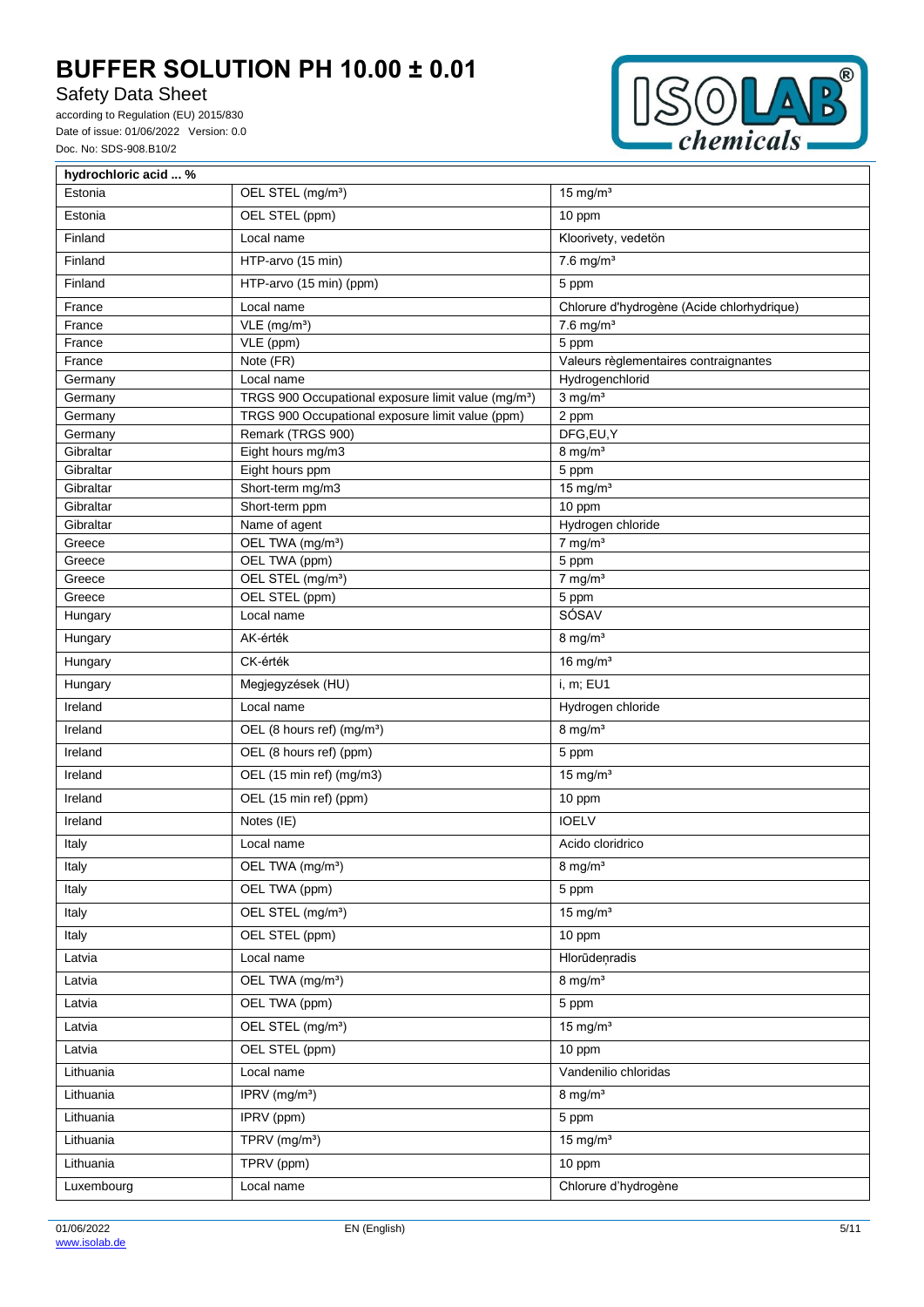| hydrochloric acid ... % | | |
|---|---|---|
| Estonia | OEL STEL (mg/m³) | 15 mg/m³ |
| Estonia | OEL STEL (ppm) | 10 ppm |
| Finland | Local name | Kloorivety, vedetön |
| Finland | HTP-arvo (15 min) | 7.6 mg/m³ |
| Finland | HTP-arvo (15 min) (ppm) | 5 ppm |
| France | Local name | Chlorure d'hydrogène (Acide chlorhydrique) |
| France | VLE (mg/m³) | 7.6 mg/m³ |
| France | VLE (ppm) | 5 ppm |
| France | Note (FR) | Valeurs règlementaires contraignantes |
| Germany | Local name | Hydrogenchlorid |
| Germany | TRGS 900 Occupational exposure limit value (mg/m³) | 3 mg/m³ |
| Germany | TRGS 900 Occupational exposure limit value (ppm) | 2 ppm |
| Germany | Remark (TRGS 900) | DFG,EU,Y |
| Gibraltar | Eight hours mg/m3 | 8 mg/m³ |
| Gibraltar | Eight hours ppm | 5 ppm |
| Gibraltar | Short-term mg/m3 | 15 mg/m³ |
| Gibraltar | Short-term ppm | 10 ppm |
| Gibraltar | Name of agent | Hydrogen chloride |
| Greece | OEL TWA (mg/m³) | 7 mg/m³ |
| Greece | OEL TWA (ppm) | 5 ppm |
| Greece | OEL STEL (mg/m³) | 7 mg/m³ |
| Greece | OEL STEL (ppm) | 5 ppm |
| Hungary | Local name | SÓSAV |
| Hungary | AK-érték | 8 mg/m³ |
| Hungary | CK-érték | 16 mg/m³ |
| Hungary | Megjegyzések (HU) | i, m; EU1 |
| Ireland | Local name | Hydrogen chloride |
| Ireland | OEL (8 hours ref) (mg/m³) | 8 mg/m³ |
| Ireland | OEL (8 hours ref) (ppm) | 5 ppm |
| Ireland | OEL (15 min ref) (mg/m3) | 15 mg/m³ |
| Ireland | OEL (15 min ref) (ppm) | 10 ppm |
| Ireland | Notes (IE) | IOELV |
| Italy | Local name | Acido cloridrico |
| Italy | OEL TWA (mg/m³) | 8 mg/m³ |
| Italy | OEL TWA (ppm) | 5 ppm |
| Italy | OEL STEL (mg/m³) | 15 mg/m³ |
| Italy | OEL STEL (ppm) | 10 ppm |
| Latvia | Local name | Hlorūdeņradis |
| Latvia | OEL TWA (mg/m³) | 8 mg/m³ |
| Latvia | OEL TWA (ppm) | 5 ppm |
| Latvia | OEL STEL (mg/m³) | 15 mg/m³ |
| Latvia | OEL STEL (ppm) | 10 ppm |
| Lithuania | Local name | Vandenilio chloridas |
| Lithuania | IPRV (mg/m³) | 8 mg/m³ |
| Lithuania | IPRV (ppm) | 5 ppm |
| Lithuania | TPRV (mg/m³) | 15 mg/m³ |
| Lithuania | TPRV (ppm) | 10 ppm |
| Luxembourg | Local name | Chlorure d'hydrogène |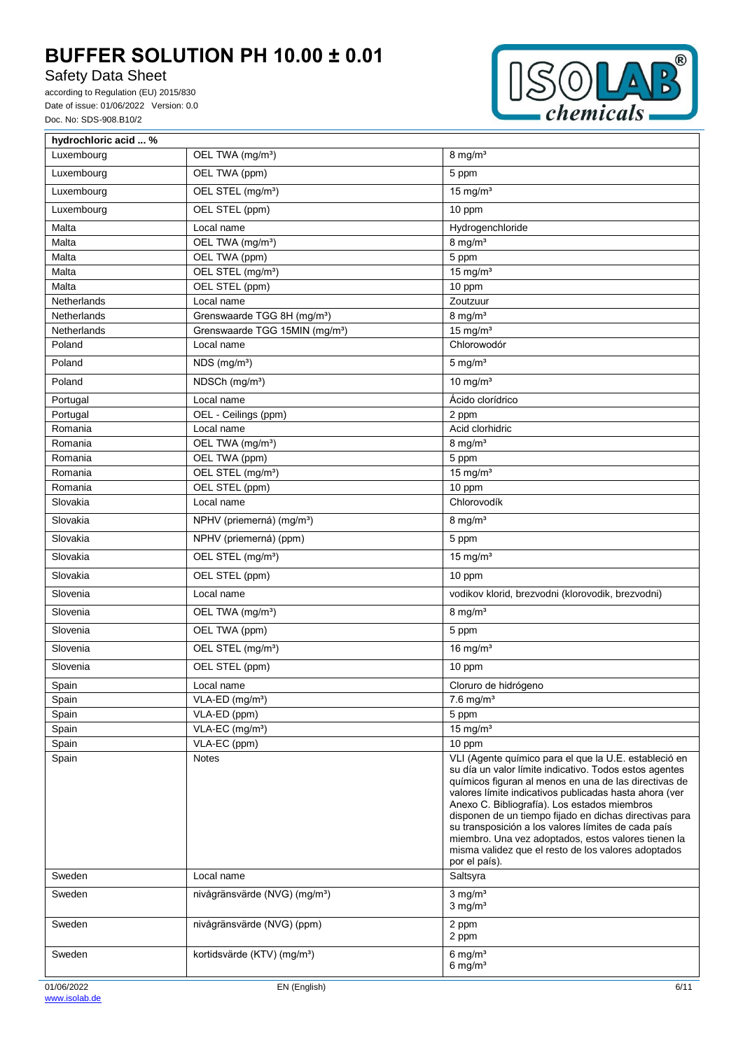| hydrochloric acid ... % | | |
|---|---|---|
| Luxembourg | OEL TWA (mg/m³) | 8 mg/m³ |
| Luxembourg | OEL TWA (ppm) | 5 ppm |
| Luxembourg | OEL STEL (mg/m³) | 15 mg/m³ |
| Luxembourg | OEL STEL (ppm) | 10 ppm |
| Malta | Local name | Hydrogenchloride |
| Malta | OEL TWA (mg/m³) | 8 mg/m³ |
| Malta | OEL TWA (ppm) | 5 ppm |
| Malta | OEL STEL (mg/m³) | 15 mg/m³ |
| Malta | OEL STEL (ppm) | 10 ppm |
| Netherlands | Local name | Zoutzuur |
| Netherlands | Grenswaarde TGG 8H (mg/m³) | 8 mg/m³ |
| Netherlands | Grenswaarde TGG 15MIN (mg/m³) | 15 mg/m³ |
| Poland | Local name | Chlorowodór |
| Poland | NDS (mg/m³) | 5 mg/m³ |
| Poland | NDSCh (mg/m³) | 10 mg/m³ |
| Portugal | Local name | Ácido clorídrico |
| Portugal | OEL - Ceilings (ppm) | 2 ppm |
| Romania | Local name | Acid clorhidric |
| Romania | OEL TWA (mg/m³) | 8 mg/m³ |
| Romania | OEL TWA (ppm) | 5 ppm |
| Romania | OEL STEL (mg/m³) | 15 mg/m³ |
| Romania | OEL STEL (ppm) | 10 ppm |
| Slovakia | Local name | Chlorovodík |
| Slovakia | NPHV (priemerná) (mg/m³) | 8 mg/m³ |
| Slovakia | NPHV (priemerná) (ppm) | 5 ppm |
| Slovakia | OEL STEL (mg/m³) | 15 mg/m³ |
| Slovakia | OEL STEL (ppm) | 10 ppm |
| Slovenia | Local name | vodikov klorid, brezvodni (klorovodik, brezvodni) |
| Slovenia | OEL TWA (mg/m³) | 8 mg/m³ |
| Slovenia | OEL TWA (ppm) | 5 ppm |
| Slovenia | OEL STEL (mg/m³) | 16 mg/m³ |
| Slovenia | OEL STEL (ppm) | 10 ppm |
| Spain | Local name | Cloruro de hidrógeno |
| Spain | VLA-ED (mg/m³) | 7.6 mg/m³ |
| Spain | VLA-ED (ppm) | 5 ppm |
| Spain | VLA-EC (mg/m³) | 15 mg/m³ |
| Spain | VLA-EC (ppm) | 10 ppm |
| Spain | Notes | VLI (Agente químico para el que la U.E. estableció en su día un valor límite indicativo. Todos estos agentes químicos figuran al menos en una de las directivas de valores límite indicativos publicadas hasta ahora (ver Anexo C. Bibliografía). Los estados miembros disponen de un tiempo fijado en dichas directivas para su transposición a los valores límites de cada país miembro. Una vez adoptados, estos valores tienen la misma validez que el resto de los valores adoptados por el país). |
| Sweden | Local name | Saltsyra |
| Sweden | nivågränsvärde (NVG) (mg/m³) | 3 mg/m³<br>3 mg/m³ |
| Sweden | nivågränsvärde (NVG) (ppm) | 2 ppm<br>2 ppm |
| Sweden | kortidsvärde (KTV) (mg/m³) | 6 mg/m³<br>6 mg/m³ |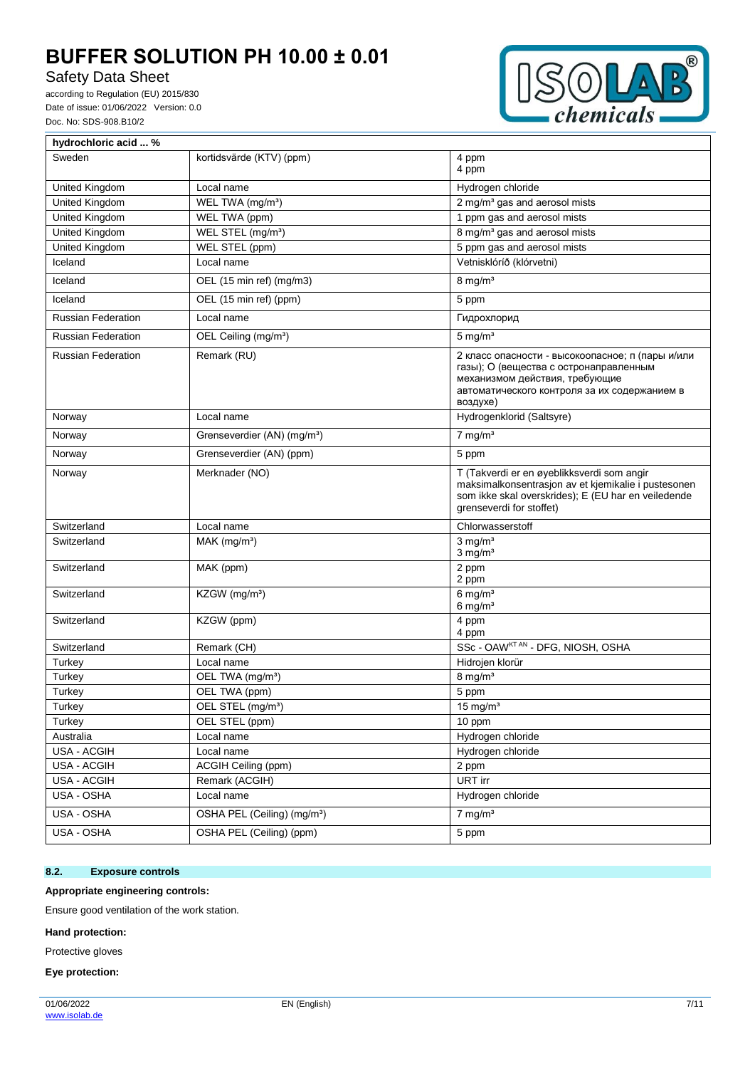| hydrochloric acid ... % | | |
| --- | --- | --- |
| Sweden | kortidsvärde (KTV) (ppm) | 4 ppm<br>4 ppm |
| United Kingdom | Local name | Hydrogen chloride |
| United Kingdom | WEL TWA (mg/m³) | 2 mg/m³ gas and aerosol mists |
| United Kingdom | WEL TWA (ppm) | 1 ppm gas and aerosol mists |
| United Kingdom | WEL STEL (mg/m³) | 8 mg/m³ gas and aerosol mists |
| United Kingdom | WEL STEL (ppm) | 5 ppm gas and aerosol mists |
| Iceland | Local name | Vetnisklóríð (klórvetni) |
| Iceland | OEL (15 min ref) (mg/m3) | 8 mg/m³ |
| Iceland | OEL (15 min ref) (ppm) | 5 ppm |
| Russian Federation | Local name | Гидрохлорид |
| Russian Federation | OEL Ceiling (mg/m³) | 5 mg/m³ |
| Russian Federation | Remark (RU) | 2 класс опасности - высокоопасное; п (пары и/или газы); О (вещества с остронаправленным механизмом действия, требующие автоматического контроля за их содержанием в воздухе) |
| Norway | Local name | Hydrogenklorid (Saltsyre) |
| Norway | Grenseverdier (AN) (mg/m³) | 7 mg/m³ |
| Norway | Grenseverdier (AN) (ppm) | 5 ppm |
| Norway | Merknader (NO) | T (Takverdi er en øyeblikksverdi som angir maksimalkonsentrasjon av et kjemikalie i pustesonen som ikke skal overskrides); E (EU har en veiledende grenseverdi for stoffet) |
| Switzerland | Local name | Chlorwasserstoff |
| Switzerland | MAK (mg/m³) | 3 mg/m³<br>3 mg/m³ |
| Switzerland | MAK (ppm) | 2 ppm<br>2 ppm |
| Switzerland | KZGW (mg/m³) | 6 mg/m³<br>6 mg/m³ |
| Switzerland | KZGW (ppm) | 4 ppm<br>4 ppm |
| Switzerland | Remark (CH) | SSc - OAW[KT AN] - DFG, NIOSH, OSHA |
| Turkey | Local name | Hidrojen klorür |
| Turkey | OEL TWA (mg/m³) | 8 mg/m³ |
| Turkey | OEL TWA (ppm) | 5 ppm |
| Turkey | OEL STEL (mg/m³) | 15 mg/m³ |
| Turkey | OEL STEL (ppm) | 10 ppm |
| Australia | Local name | Hydrogen chloride |
| USA - ACGIH | Local name | Hydrogen chloride |
| USA - ACGIH | ACGIH Ceiling (ppm) | 2 ppm |
| USA - ACGIH | Remark (ACGIH) | URT irr |
| USA - OSHA | Local name | Hydrogen chloride |
| USA - OSHA | OSHA PEL (Ceiling) (mg/m³) | 7 mg/m³ |
| USA - OSHA | OSHA PEL (Ceiling) (ppm) | 5 ppm |

## 8.2. Exposure controls

**Appropriate engineering controls:**

Ensure good ventilation of the work station.

**Hand protection:**

Protective gloves

**Eye protection:**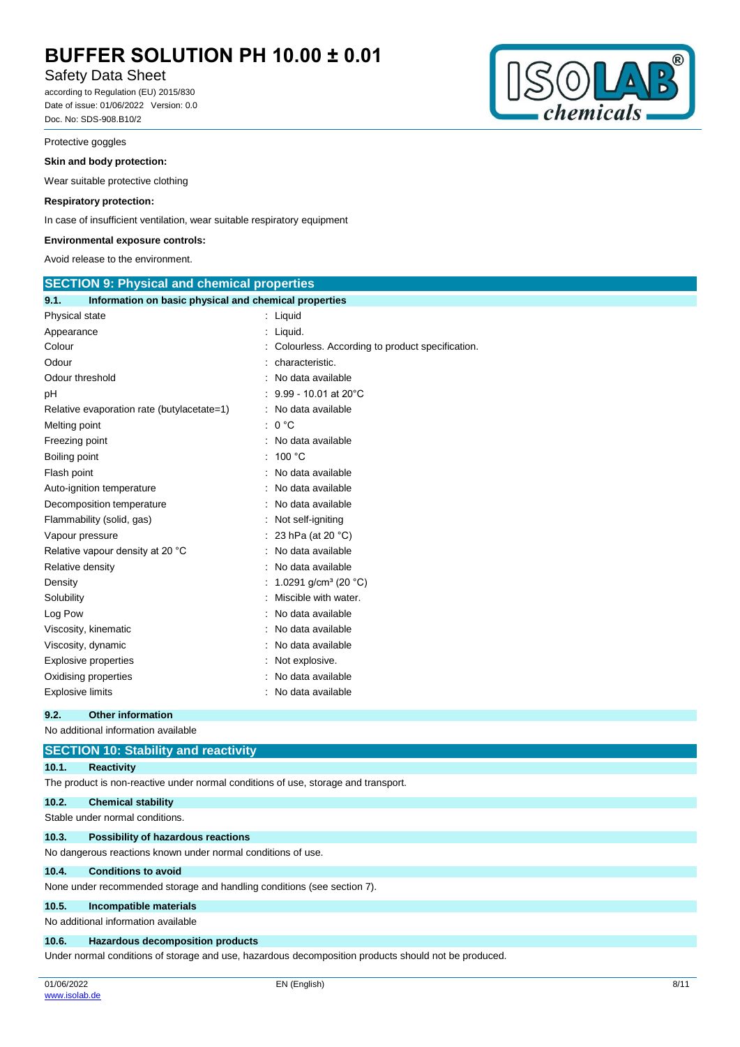Protective goggles

**Skin and body protection:**

Wear suitable protective clothing

**Respiratory protection:**

In case of insufficient ventilation, wear suitable respiratory equipment

**Environmental exposure controls:**

Avoid release to the environment.

## SECTION 9: Physical and chemical properties

### 9.1. Information on basic physical and chemical properties

| | |
|---|---|
| Physical state | Liquid |
| Appearance | Liquid. |
| Colour | Colourless. According to product specification. |
| Odour | characteristic. |
| Odour threshold | No data available |
| pH | 9.99 - 10.01 at 20°C |
| Relative evaporation rate (butylacetate=1) | No data available |
| Melting point | 0 °C |
| Freezing point | No data available |
| Boiling point | 100 °C |
| Flash point | No data available |
| Auto-ignition temperature | No data available |
| Decomposition temperature | No data available |
| Flammability (solid, gas) | Not self-igniting |
| Vapour pressure | 23 hPa (at 20 °C) |
| Relative vapour density at 20 °C | No data available |
| Relative density | No data available |
| Density | 1.0291 g/cm³ (20 °C) |
| Solubility | Miscible with water. |
| Log Pow | No data available |
| Viscosity, kinematic | No data available |
| Viscosity, dynamic | No data available |
| Explosive properties | Not explosive. |
| Oxidising properties | No data available |
| Explosive limits | No data available |

### 9.2. Other information

No additional information available

## SECTION 10: Stability and reactivity

### 10.1. Reactivity

The product is non-reactive under normal conditions of use, storage and transport.

### 10.2. Chemical stability

Stable under normal conditions.

### 10.3. Possibility of hazardous reactions

No dangerous reactions known under normal conditions of use.

### 10.4. Conditions to avoid

None under recommended storage and handling conditions (see section 7).

### 10.5. Incompatible materials

No additional information available

### 10.6. Hazardous decomposition products

Under normal conditions of storage and use, hazardous decomposition products should not be produced.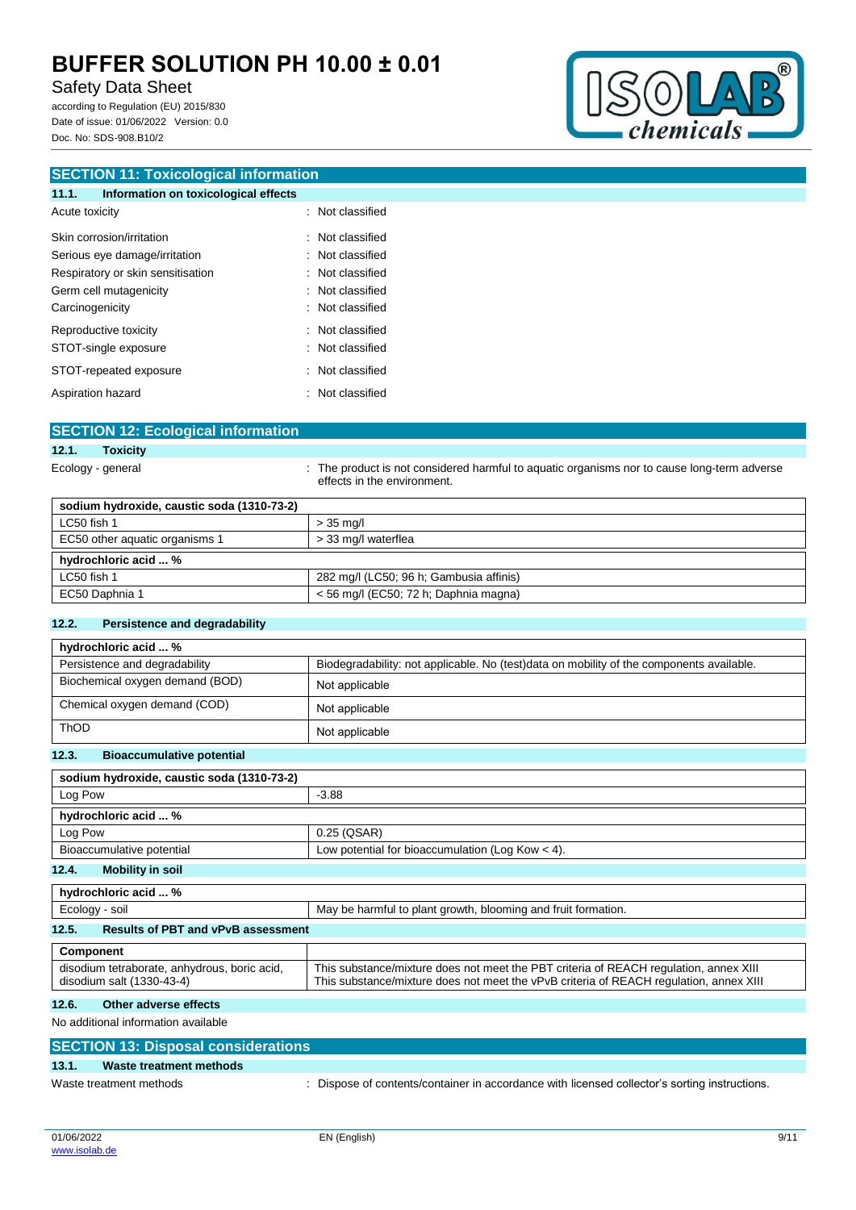## SECTION 11: Toxicological information

### 11.1. Information on toxicological effects

| | |
|---|---|
| Acute toxicity | : Not classified |
| Skin corrosion/irritation | : Not classified |
| Serious eye damage/irritation | : Not classified |
| Respiratory or skin sensitisation | : Not classified |
| Germ cell mutagenicity | : Not classified |
| Carcinogenicity | : Not classified |
| Reproductive toxicity | : Not classified |
| STOT-single exposure | : Not classified |
| STOT-repeated exposure | : Not classified |
| Aspiration hazard | : Not classified |

## SECTION 12: Ecological information

### 12.1. Toxicity

| | |
|---|---|
| Ecology - general | : The product is not considered harmful to aquatic organisms nor to cause long-term adverse effects in the environment. |

| sodium hydroxide, caustic soda (1310-73-2) | |
|---|---|
| LC50 fish 1 | > 35 mg/l |
| EC50 other aquatic organisms 1 | > 33 mg/l waterflea |
| **hydrochloric acid ... %** | |
| LC50 fish 1 | 282 mg/l (LC50; 96 h; Gambusia affinis) |
| EC50 Daphnia 1 | < 56 mg/l (EC50; 72 h; Daphnia magna) |

### 12.2. Persistence and degradability

| hydrochloric acid ... % | |
|---|---|
| Persistence and degradability | Biodegradability: not applicable. No (test)data on mobility of the components available. |
| Biochemical oxygen demand (BOD) | Not applicable |
| Chemical oxygen demand (COD) | Not applicable |
| ThOD | Not applicable |

### 12.3. Bioaccumulative potential

| sodium hydroxide, caustic soda (1310-73-2) | |
|---|---|
| Log Pow | -3.88 |
| **hydrochloric acid ... %** | |
| Log Pow | 0.25 (QSAR) |
| Bioaccumulative potential | Low potential for bioaccumulation (Log Kow < 4). |

### 12.4. Mobility in soil

| hydrochloric acid ... % | |
|---|---|
| Ecology - soil | May be harmful to plant growth, blooming and fruit formation. |

### 12.5. Results of PBT and vPvB assessment

| Component | |
|---|---|
| disodium tetraborate, anhydrous, boric acid, disodium salt (1330-43-4) | This substance/mixture does not meet the PBT criteria of REACH regulation, annex XIII<br>This substance/mixture does not meet the vPvB criteria of REACH regulation, annex XIII |

### 12.6. Other adverse effects

No additional information available

## SECTION 13: Disposal considerations

### 13.1. Waste treatment methods

| | |
|---|---|
| Waste treatment methods | : Dispose of contents/container in accordance with licensed collector's sorting instructions. |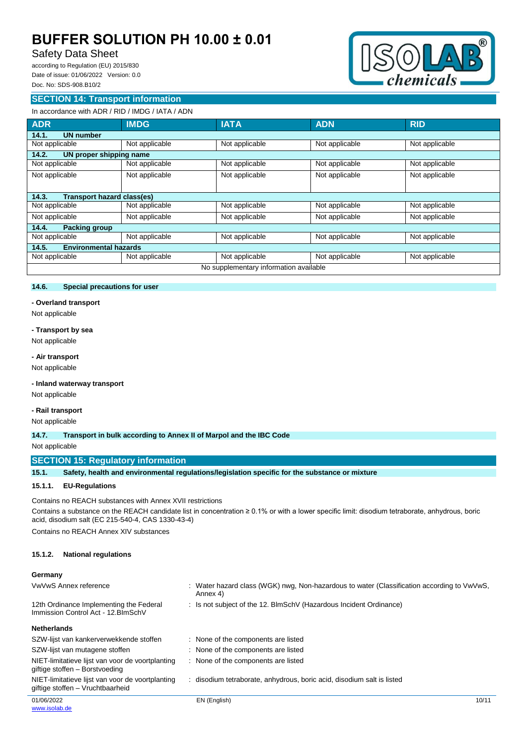## SECTION 14: Transport information

In accordance with ADR / RID / IMDG / IATA / ADN

| ADR | IMDG | IATA | ADN | RID |
|---|---|---|---|---|
| **14.1. UN number** | | | | |
| Not applicable | Not applicable | Not applicable | Not applicable | Not applicable |
| **14.2. UN proper shipping name** | | | | |
| Not applicable | Not applicable | Not applicable | Not applicable | Not applicable |
| Not applicable | Not applicable | Not applicable | Not applicable | Not applicable |
| **14.3. Transport hazard class(es)** | | | | |
| Not applicable | Not applicable | Not applicable | Not applicable | Not applicable |
| Not applicable | Not applicable | Not applicable | Not applicable | Not applicable |
| **14.4. Packing group** | | | | |
| Not applicable | Not applicable | Not applicable | Not applicable | Not applicable |
| **14.5. Environmental hazards** | | | | |
| Not applicable | Not applicable | Not applicable | Not applicable | Not applicable |
| No supplementary information available | | | | |

### 14.6. Special precautions for user

**- Overland transport**

Not applicable

**- Transport by sea**

Not applicable

**- Air transport**

Not applicable

**- Inland waterway transport**

Not applicable

**- Rail transport**

Not applicable

### 14.7. Transport in bulk according to Annex II of Marpol and the IBC Code

Not applicable

## SECTION 15: Regulatory information

### 15.1. Safety, health and environmental regulations/legislation specific for the substance or mixture

#### 15.1.1. EU-Regulations

Contains no REACH substances with Annex XVII restrictions

Contains a substance on the REACH candidate list in concentration ≥ 0.1% or with a lower specific limit: disodium tetraborate, anhydrous, boric acid, disodium salt (EC 215-540-4, CAS 1330-43-4)

Contains no REACH Annex XIV substances

#### 15.1.2. National regulations

**Germany**

| | |
|---|---|
| VwVwS Annex reference | : Water hazard class (WGK) nwg, Non-hazardous to water (Classification according to VwVwS, Annex 4) |
| 12th Ordinance Implementing the Federal Immission Control Act - 12.BImSchV | : Is not subject of the 12. BlmSchV (Hazardous Incident Ordinance) |

**Netherlands**

| | |
|---|---|
| SZW-lijst van kankerverwekkende stoffen | : None of the components are listed |
| SZW-lijst van mutagene stoffen | : None of the components are listed |
| NIET-limitatieve lijst van voor de voortplanting giftige stoffen – Borstvoeding | : None of the components are listed |
| NIET-limitatieve lijst van voor de voortplanting giftige stoffen – Vruchtbaarheid | : disodium tetraborate, anhydrous, boric acid, disodium salt is listed |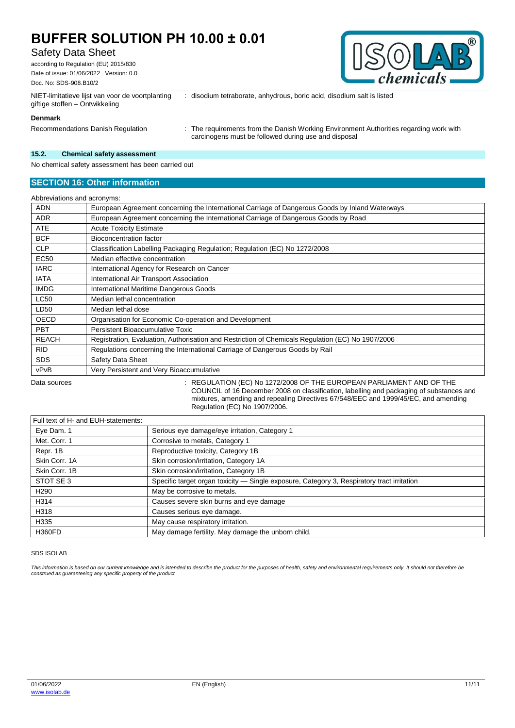NIET-limitatieve lijst van voor de voortplanting giftige stoffen – Ontwikkeling : disodium tetraborate, anhydrous, boric acid, disodium salt is listed

**Denmark**

Recommendations Danish Regulation : The requirements from the Danish Working Environment Authorities regarding work with carcinogens must be followed during use and disposal

### 15.2. Chemical safety assessment

No chemical safety assessment has been carried out

## SECTION 16: Other information

Abbreviations and acronyms:

| | |
|---|---|
| ADN | European Agreement concerning the International Carriage of Dangerous Goods by Inland Waterways |
| ADR | European Agreement concerning the International Carriage of Dangerous Goods by Road |
| ATE | Acute Toxicity Estimate |
| BCF | Bioconcentration factor |
| CLP | Classification Labelling Packaging Regulation; Regulation (EC) No 1272/2008 |
| EC50 | Median effective concentration |
| IARC | International Agency for Research on Cancer |
| IATA | International Air Transport Association |
| IMDG | International Maritime Dangerous Goods |
| LC50 | Median lethal concentration |
| LD50 | Median lethal dose |
| OECD | Organisation for Economic Co-operation and Development |
| PBT | Persistent Bioaccumulative Toxic |
| REACH | Registration, Evaluation, Authorisation and Restriction of Chemicals Regulation (EC) No 1907/2006 |
| RID | Regulations concerning the International Carriage of Dangerous Goods by Rail |
| SDS | Safety Data Sheet |
| vPvB | Very Persistent and Very Bioaccumulative |

Data sources : REGULATION (EC) No 1272/2008 OF THE EUROPEAN PARLIAMENT AND OF THE COUNCIL of 16 December 2008 on classification, labelling and packaging of substances and mixtures, amending and repealing Directives 67/548/EEC and 1999/45/EC, and amending Regulation (EC) No 1907/2006.

| Full text of H- and EUH-statements: | |
|---|---|
| Eye Dam. 1 | Serious eye damage/eye irritation, Category 1 |
| Met. Corr. 1 | Corrosive to metals, Category 1 |
| Repr. 1B | Reproductive toxicity, Category 1B |
| Skin Corr. 1A | Skin corrosion/irritation, Category 1A |
| Skin Corr. 1B | Skin corrosion/irritation, Category 1B |
| STOT SE 3 | Specific target organ toxicity — Single exposure, Category 3, Respiratory tract irritation |
| H290 | May be corrosive to metals. |
| H314 | Causes severe skin burns and eye damage |
| H318 | Causes serious eye damage. |
| H335 | May cause respiratory irritation. |
| H360FD | May damage fertility. May damage the unborn child. |

SDS ISOLAB

*This information is based on our current knowledge and is intended to describe the product for the purposes of health, safety and environmental requirements only. It should not therefore be construed as guaranteeing any specific property of the product*